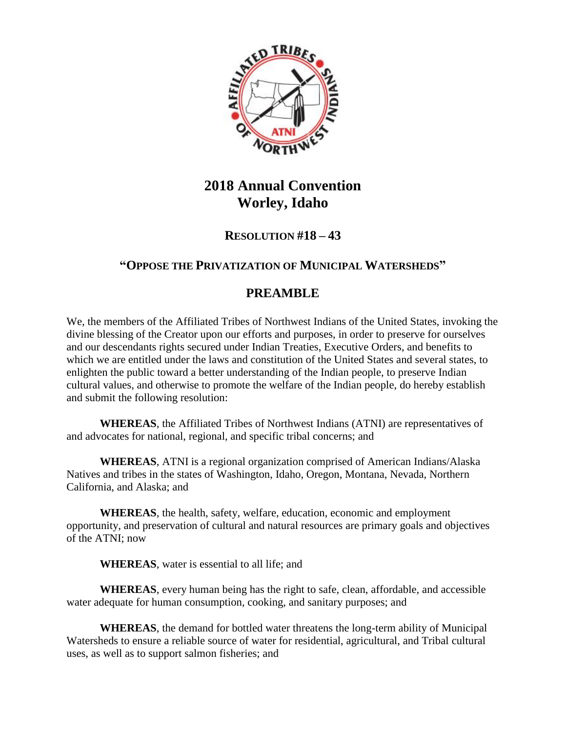# 2018 Annual Convention
# Worley, Idaho

## RESOLUTION #18 – 43

### "OPPOSE THE PRIVATIZATION OF MUNICIPAL WATERSHEDS"

## PREAMBLE

We, the members of the Affiliated Tribes of Northwest Indians of the United States, invoking the divine blessing of the Creator upon our efforts and purposes, in order to preserve for ourselves and our descendants rights secured under Indian Treaties, Executive Orders, and benefits to which we are entitled under the laws and constitution of the United States and several states, to enlighten the public toward a better understanding of the Indian people, to preserve Indian cultural values, and otherwise to promote the welfare of the Indian people, do hereby establish and submit the following resolution:

**WHEREAS**, the Affiliated Tribes of Northwest Indians (ATNI) are representatives of and advocates for national, regional, and specific tribal concerns; and

**WHEREAS**, ATNI is a regional organization comprised of American Indians/Alaska Natives and tribes in the states of Washington, Idaho, Oregon, Montana, Nevada, Northern California, and Alaska; and

**WHEREAS**, the health, safety, welfare, education, economic and employment opportunity, and preservation of cultural and natural resources are primary goals and objectives of the ATNI; now

**WHEREAS**, water is essential to all life; and

**WHEREAS**, every human being has the right to safe, clean, affordable, and accessible water adequate for human consumption, cooking, and sanitary purposes; and

**WHEREAS**, the demand for bottled water threatens the long-term ability of Municipal Watersheds to ensure a reliable source of water for residential, agricultural, and Tribal cultural uses, as well as to support salmon fisheries; and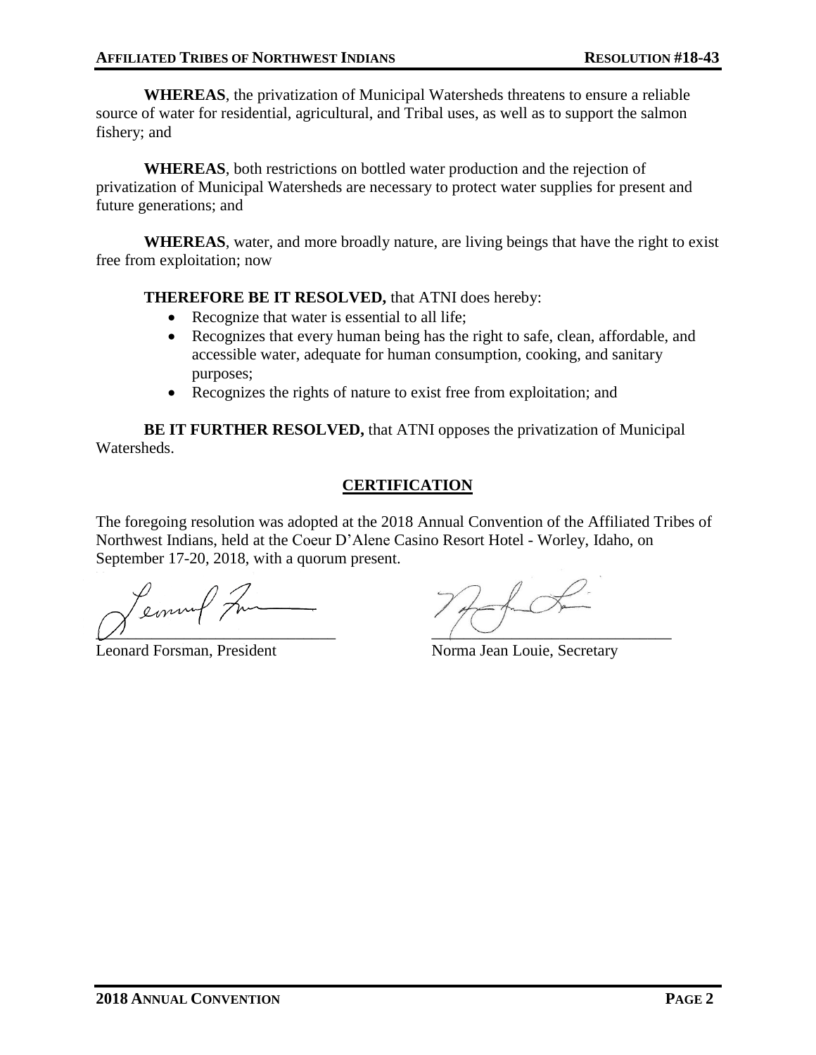**WHEREAS**, the privatization of Municipal Watersheds threatens to ensure a reliable source of water for residential, agricultural, and Tribal uses, as well as to support the salmon fishery; and

**WHEREAS**, both restrictions on bottled water production and the rejection of privatization of Municipal Watersheds are necessary to protect water supplies for present and future generations; and

**WHEREAS**, water, and more broadly nature, are living beings that have the right to exist free from exploitation; now

**THEREFORE BE IT RESOLVED,** that ATNI does hereby:

- Recognize that water is essential to all life;
- Recognizes that every human being has the right to safe, clean, affordable, and accessible water, adequate for human consumption, cooking, and sanitary purposes;
- Recognizes the rights of nature to exist free from exploitation; and

**BE IT FURTHER RESOLVED,** that ATNI opposes the privatization of Municipal Watersheds.

## CERTIFICATION

The foregoing resolution was adopted at the 2018 Annual Convention of the Affiliated Tribes of Northwest Indians, held at the Coeur D'Alene Casino Resort Hotel - Worley, Idaho, on September 17-20, 2018, with a quorum present.

Leonard Forsman, President

Norma Jean Louie, Secretary